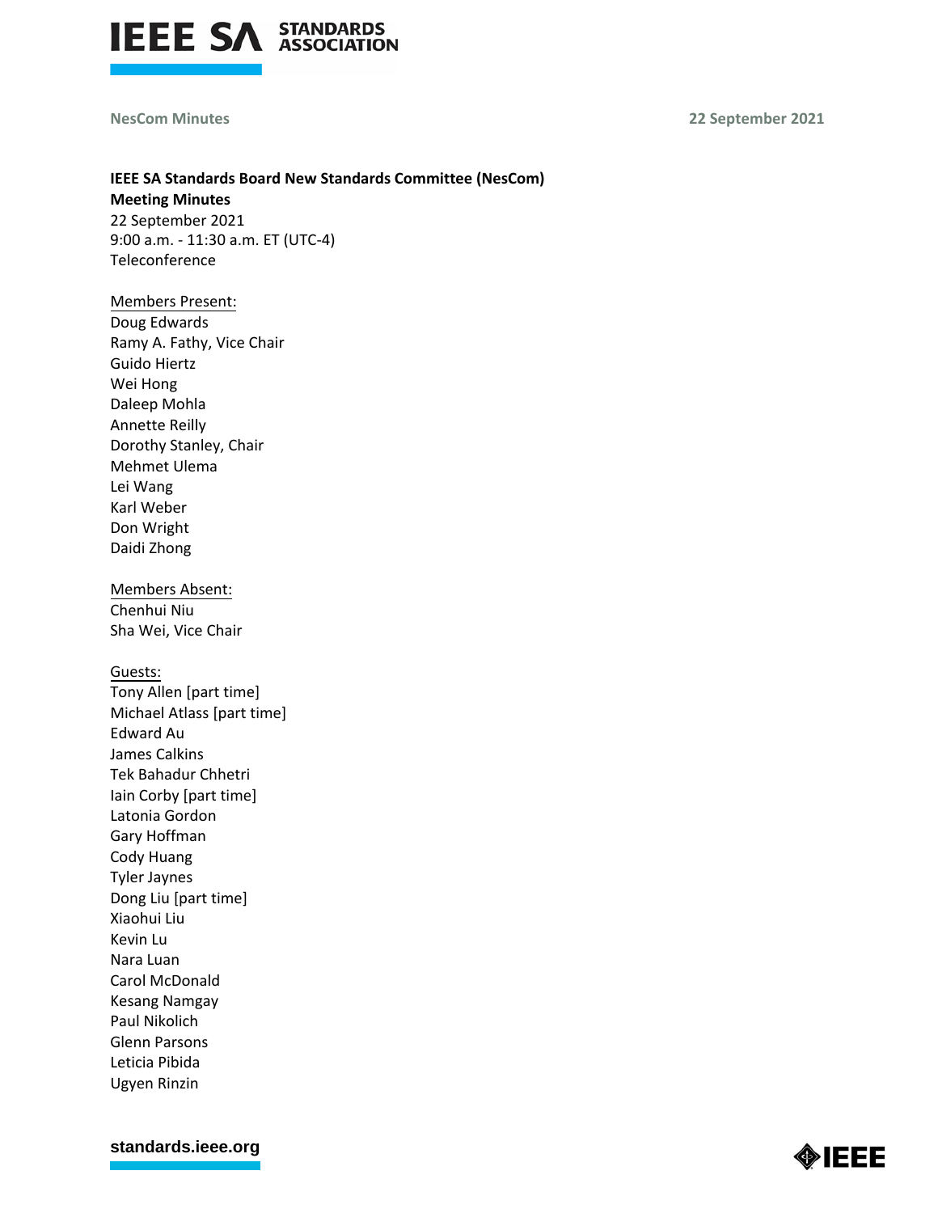# IEEE SA Standards Board New Standards Committee (NesCom)

**Meeting Minutes**

22 September 2021
9:00 a.m. - 11:30 a.m. ET (UTC-4)
Teleconference

Members Present:
Doug Edwards
Ramy A. Fathy, Vice Chair
Guido Hiertz
Wei Hong
Daleep Mohla
Annette Reilly
Dorothy Stanley, Chair
Mehmet Ulema
Lei Wang
Karl Weber
Don Wright
Daidi Zhong

Members Absent:
Chenhui Niu
Sha Wei, Vice Chair

Guests:
Tony Allen [part time]
Michael Atlass [part time]
Edward Au
James Calkins
Tek Bahadur Chhetri
Iain Corby [part time]
Latonia Gordon
Gary Hoffman
Cody Huang
Tyler Jaynes
Dong Liu [part time]
Xiaohui Liu
Kevin Lu
Nara Luan
Carol McDonald
Kesang Namgay
Paul Nikolich
Glenn Parsons
Leticia Pibida
Ugyen Rinzin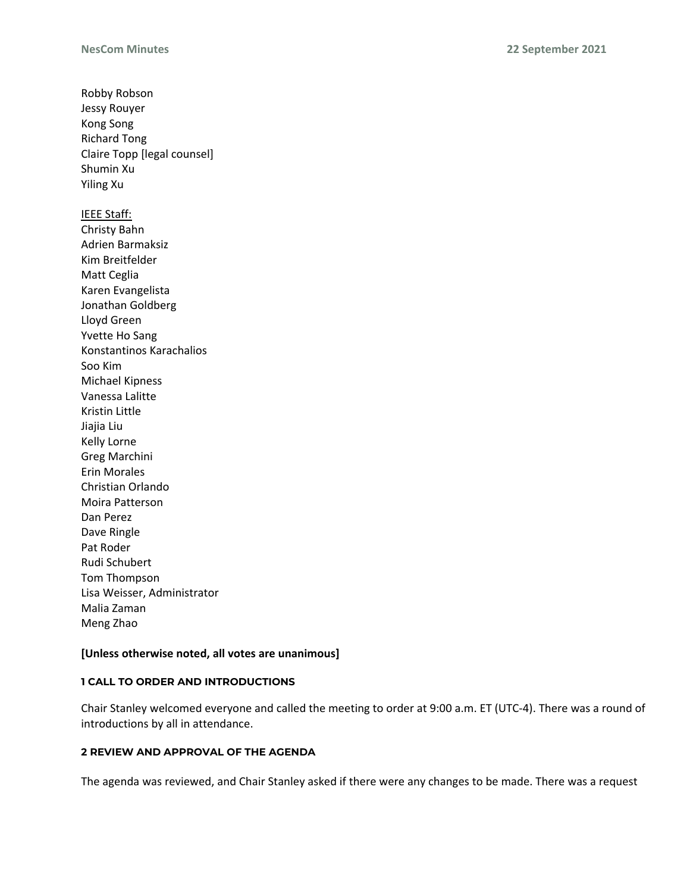Robby Robson
Jessy Rouyer
Kong Song
Richard Tong
Claire Topp [legal counsel]
Shumin Xu
Yiling Xu

IEEE Staff:
Christy Bahn
Adrien Barmaksiz
Kim Breitfelder
Matt Ceglia
Karen Evangelista
Jonathan Goldberg
Lloyd Green
Yvette Ho Sang
Konstantinos Karachalios
Soo Kim
Michael Kipness
Vanessa Lalitte
Kristin Little
Jiajia Liu
Kelly Lorne
Greg Marchini
Erin Morales
Christian Orlando
Moira Patterson
Dan Perez
Dave Ringle
Pat Roder
Rudi Schubert
Tom Thompson
Lisa Weisser, Administrator
Malia Zaman
Meng Zhao

**[Unless otherwise noted, all votes are unanimous]**

## 1 CALL TO ORDER AND INTRODUCTIONS

Chair Stanley welcomed everyone and called the meeting to order at 9:00 a.m. ET (UTC-4). There was a round of introductions by all in attendance.

## 2 REVIEW AND APPROVAL OF THE AGENDA

The agenda was reviewed, and Chair Stanley asked if there were any changes to be made. There was a request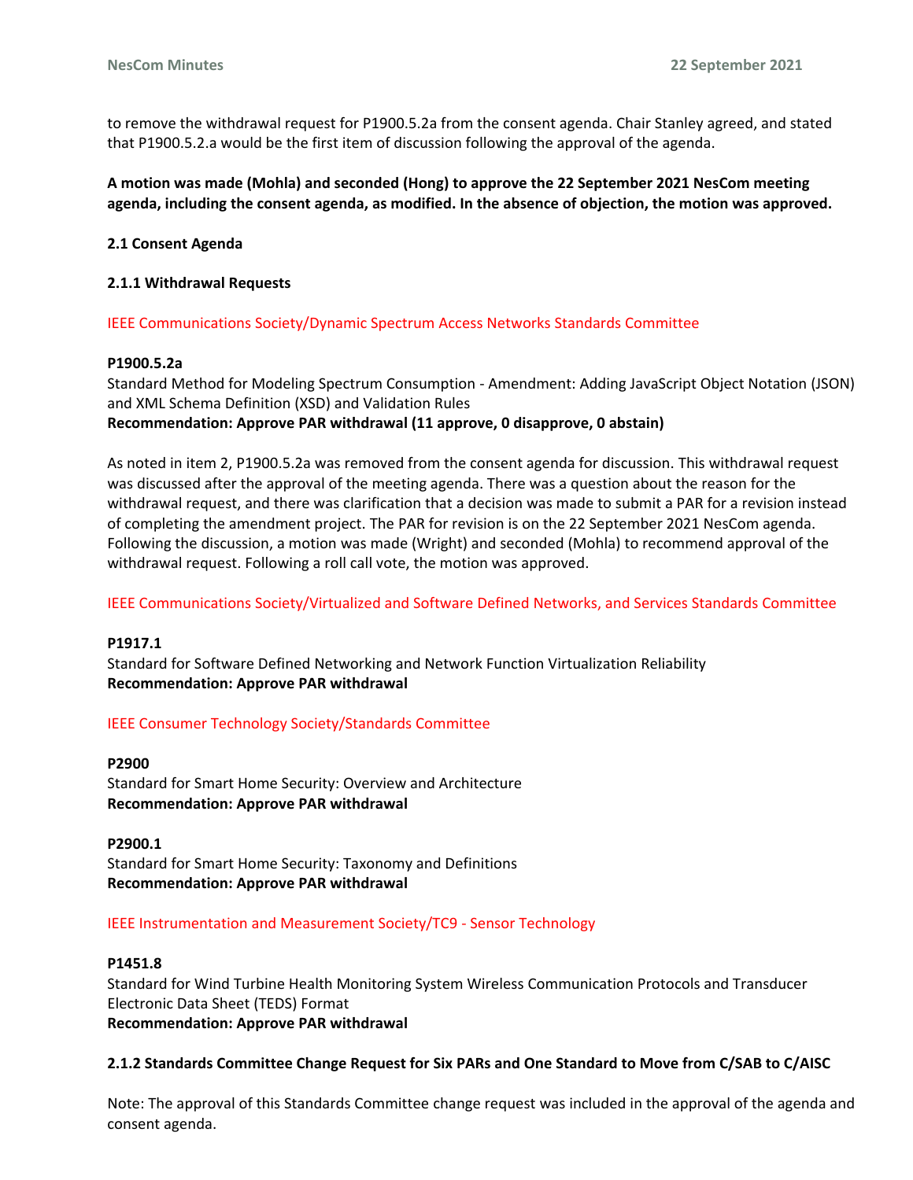to remove the withdrawal request for P1900.5.2a from the consent agenda. Chair Stanley agreed, and stated that P1900.5.2.a would be the first item of discussion following the approval of the agenda.

**A motion was made (Mohla) and seconded (Hong) to approve the 22 September 2021 NesCom meeting agenda, including the consent agenda, as modified. In the absence of objection, the motion was approved.**

**2.1 Consent Agenda**

**2.1.1 Withdrawal Requests**

IEEE Communications Society/Dynamic Spectrum Access Networks Standards Committee

**P1900.5.2a**
Standard Method for Modeling Spectrum Consumption - Amendment: Adding JavaScript Object Notation (JSON) and XML Schema Definition (XSD) and Validation Rules
**Recommendation: Approve PAR withdrawal (11 approve, 0 disapprove, 0 abstain)**

As noted in item 2, P1900.5.2a was removed from the consent agenda for discussion. This withdrawal request was discussed after the approval of the meeting agenda. There was a question about the reason for the withdrawal request, and there was clarification that a decision was made to submit a PAR for a revision instead of completing the amendment project. The PAR for revision is on the 22 September 2021 NesCom agenda. Following the discussion, a motion was made (Wright) and seconded (Mohla) to recommend approval of the withdrawal request. Following a roll call vote, the motion was approved.

IEEE Communications Society/Virtualized and Software Defined Networks, and Services Standards Committee

**P1917.1**
Standard for Software Defined Networking and Network Function Virtualization Reliability
**Recommendation: Approve PAR withdrawal**

IEEE Consumer Technology Society/Standards Committee

**P2900**
Standard for Smart Home Security: Overview and Architecture
**Recommendation: Approve PAR withdrawal**

**P2900.1**
Standard for Smart Home Security: Taxonomy and Definitions
**Recommendation: Approve PAR withdrawal**

IEEE Instrumentation and Measurement Society/TC9 - Sensor Technology

**P1451.8**
Standard for Wind Turbine Health Monitoring System Wireless Communication Protocols and Transducer Electronic Data Sheet (TEDS) Format
**Recommendation: Approve PAR withdrawal**

**2.1.2 Standards Committee Change Request for Six PARs and One Standard to Move from C/SAB to C/AISC**

Note: The approval of this Standards Committee change request was included in the approval of the agenda and consent agenda.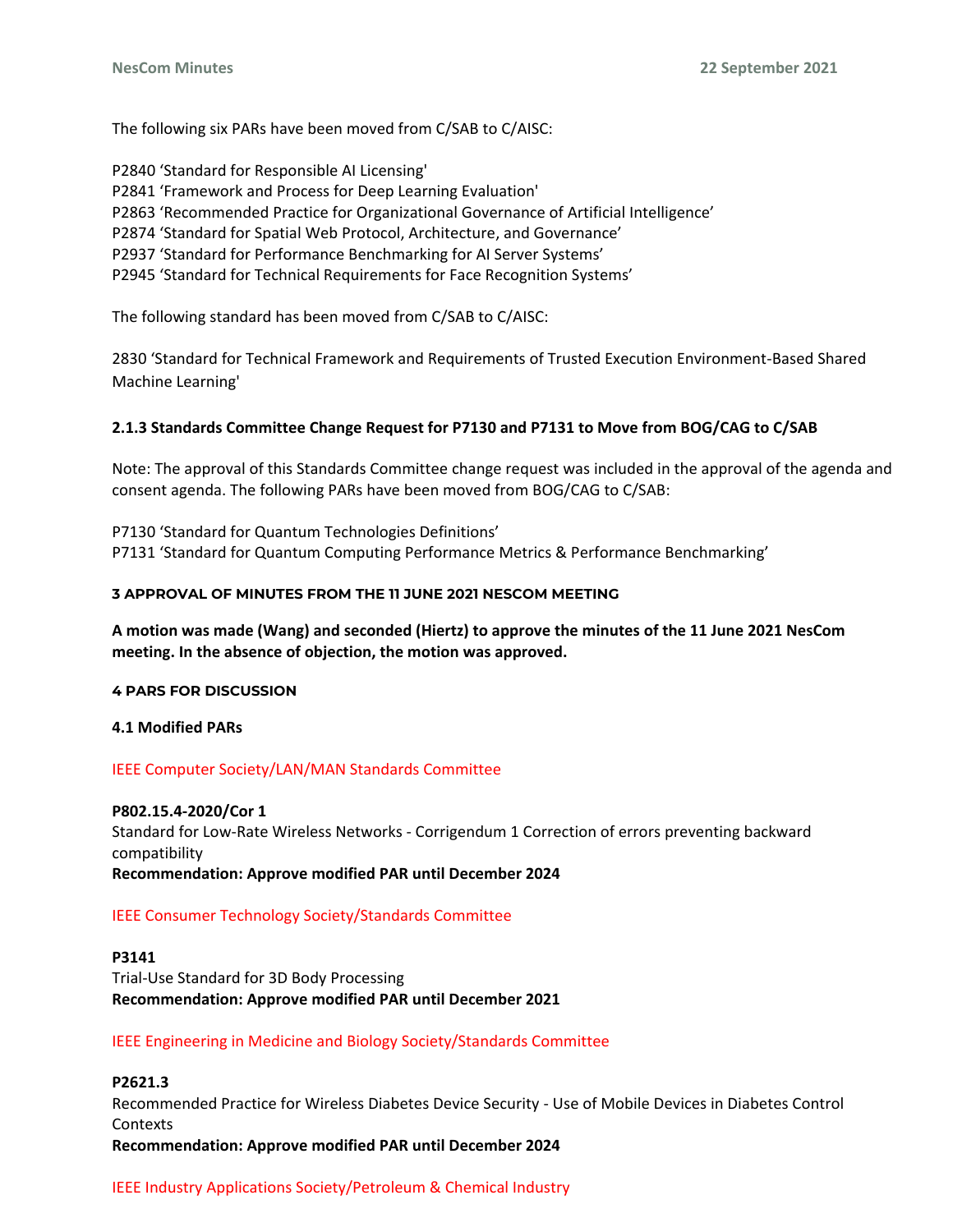The following six PARs have been moved from C/SAB to C/AISC:

P2840 'Standard for Responsible AI Licensing'
P2841 'Framework and Process for Deep Learning Evaluation'
P2863 'Recommended Practice for Organizational Governance of Artificial Intelligence'
P2874 'Standard for Spatial Web Protocol, Architecture, and Governance'
P2937 'Standard for Performance Benchmarking for AI Server Systems'
P2945 'Standard for Technical Requirements for Face Recognition Systems'

The following standard has been moved from C/SAB to C/AISC:

2830 'Standard for Technical Framework and Requirements of Trusted Execution Environment-Based Shared Machine Learning'

#### 2.1.3 Standards Committee Change Request for P7130 and P7131 to Move from BOG/CAG to C/SAB

Note: The approval of this Standards Committee change request was included in the approval of the agenda and consent agenda. The following PARs have been moved from BOG/CAG to C/SAB:

P7130 'Standard for Quantum Technologies Definitions'
P7131 'Standard for Quantum Computing Performance Metrics & Performance Benchmarking'

## 3 APPROVAL OF MINUTES FROM THE 11 JUNE 2021 NESCOM MEETING

**A motion was made (Wang) and seconded (Hiertz) to approve the minutes of the 11 June 2021 NesCom meeting. In the absence of objection, the motion was approved.**

## 4 PARS FOR DISCUSSION

### 4.1 Modified PARs

IEEE Computer Society/LAN/MAN Standards Committee

**P802.15.4-2020/Cor 1**
Standard for Low-Rate Wireless Networks - Corrigendum 1 Correction of errors preventing backward compatibility
**Recommendation: Approve modified PAR until December 2024**

IEEE Consumer Technology Society/Standards Committee

**P3141**
Trial-Use Standard for 3D Body Processing
**Recommendation: Approve modified PAR until December 2021**

IEEE Engineering in Medicine and Biology Society/Standards Committee

**P2621.3**
Recommended Practice for Wireless Diabetes Device Security - Use of Mobile Devices in Diabetes Control Contexts
**Recommendation: Approve modified PAR until December 2024**

IEEE Industry Applications Society/Petroleum & Chemical Industry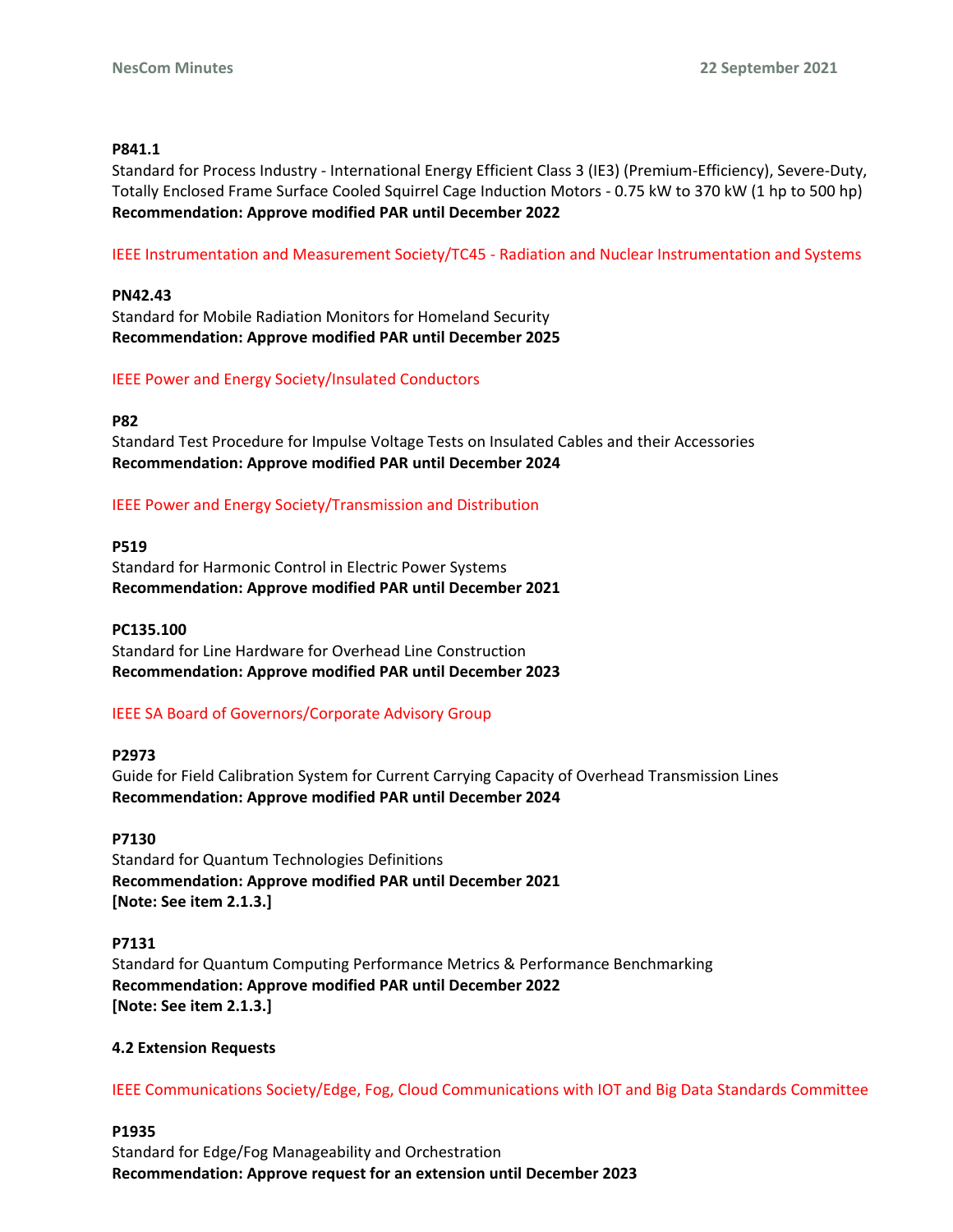**P841.1**
Standard for Process Industry - International Energy Efficient Class 3 (IE3) (Premium-Efficiency), Severe-Duty, Totally Enclosed Frame Surface Cooled Squirrel Cage Induction Motors - 0.75 kW to 370 kW (1 hp to 500 hp)
**Recommendation: Approve modified PAR until December 2022**

IEEE Instrumentation and Measurement Society/TC45 - Radiation and Nuclear Instrumentation and Systems

**PN42.43**
Standard for Mobile Radiation Monitors for Homeland Security
**Recommendation: Approve modified PAR until December 2025**

IEEE Power and Energy Society/Insulated Conductors

**P82**
Standard Test Procedure for Impulse Voltage Tests on Insulated Cables and their Accessories
**Recommendation: Approve modified PAR until December 2024**

IEEE Power and Energy Society/Transmission and Distribution

**P519**
Standard for Harmonic Control in Electric Power Systems
**Recommendation: Approve modified PAR until December 2021**

**PC135.100**
Standard for Line Hardware for Overhead Line Construction
**Recommendation: Approve modified PAR until December 2023**

IEEE SA Board of Governors/Corporate Advisory Group

**P2973**
Guide for Field Calibration System for Current Carrying Capacity of Overhead Transmission Lines
**Recommendation: Approve modified PAR until December 2024**

**P7130**
Standard for Quantum Technologies Definitions
**Recommendation: Approve modified PAR until December 2021**
**[Note: See item 2.1.3.]**

**P7131**
Standard for Quantum Computing Performance Metrics & Performance Benchmarking
**Recommendation: Approve modified PAR until December 2022**
**[Note: See item 2.1.3.]**

**4.2 Extension Requests**

IEEE Communications Society/Edge, Fog, Cloud Communications with IOT and Big Data Standards Committee

**P1935**
Standard for Edge/Fog Manageability and Orchestration
**Recommendation: Approve request for an extension until December 2023**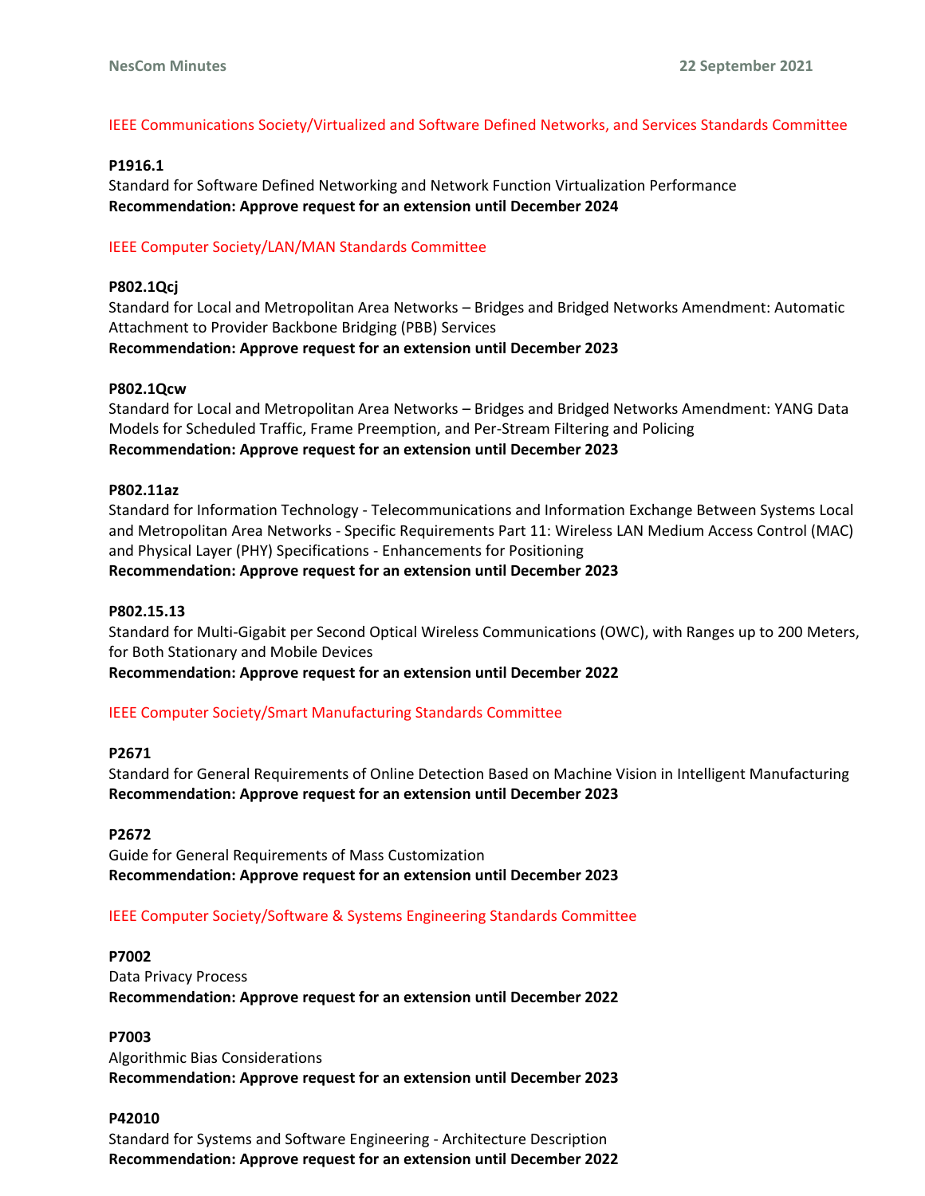IEEE Communications Society/Virtualized and Software Defined Networks, and Services Standards Committee

**P1916.1**
Standard for Software Defined Networking and Network Function Virtualization Performance
**Recommendation: Approve request for an extension until December 2024**

IEEE Computer Society/LAN/MAN Standards Committee

**P802.1Qcj**
Standard for Local and Metropolitan Area Networks – Bridges and Bridged Networks Amendment: Automatic Attachment to Provider Backbone Bridging (PBB) Services
**Recommendation: Approve request for an extension until December 2023**

**P802.1Qcw**
Standard for Local and Metropolitan Area Networks – Bridges and Bridged Networks Amendment: YANG Data Models for Scheduled Traffic, Frame Preemption, and Per-Stream Filtering and Policing
**Recommendation: Approve request for an extension until December 2023**

**P802.11az**
Standard for Information Technology - Telecommunications and Information Exchange Between Systems Local and Metropolitan Area Networks - Specific Requirements Part 11: Wireless LAN Medium Access Control (MAC) and Physical Layer (PHY) Specifications - Enhancements for Positioning
**Recommendation: Approve request for an extension until December 2023**

**P802.15.13**
Standard for Multi-Gigabit per Second Optical Wireless Communications (OWC), with Ranges up to 200 Meters, for Both Stationary and Mobile Devices
**Recommendation: Approve request for an extension until December 2022**

IEEE Computer Society/Smart Manufacturing Standards Committee

**P2671**
Standard for General Requirements of Online Detection Based on Machine Vision in Intelligent Manufacturing
**Recommendation: Approve request for an extension until December 2023**

**P2672**
Guide for General Requirements of Mass Customization
**Recommendation: Approve request for an extension until December 2023**

IEEE Computer Society/Software & Systems Engineering Standards Committee

**P7002**
Data Privacy Process
**Recommendation: Approve request for an extension until December 2022**

**P7003**
Algorithmic Bias Considerations
**Recommendation: Approve request for an extension until December 2023**

**P42010**
Standard for Systems and Software Engineering - Architecture Description
**Recommendation: Approve request for an extension until December 2022**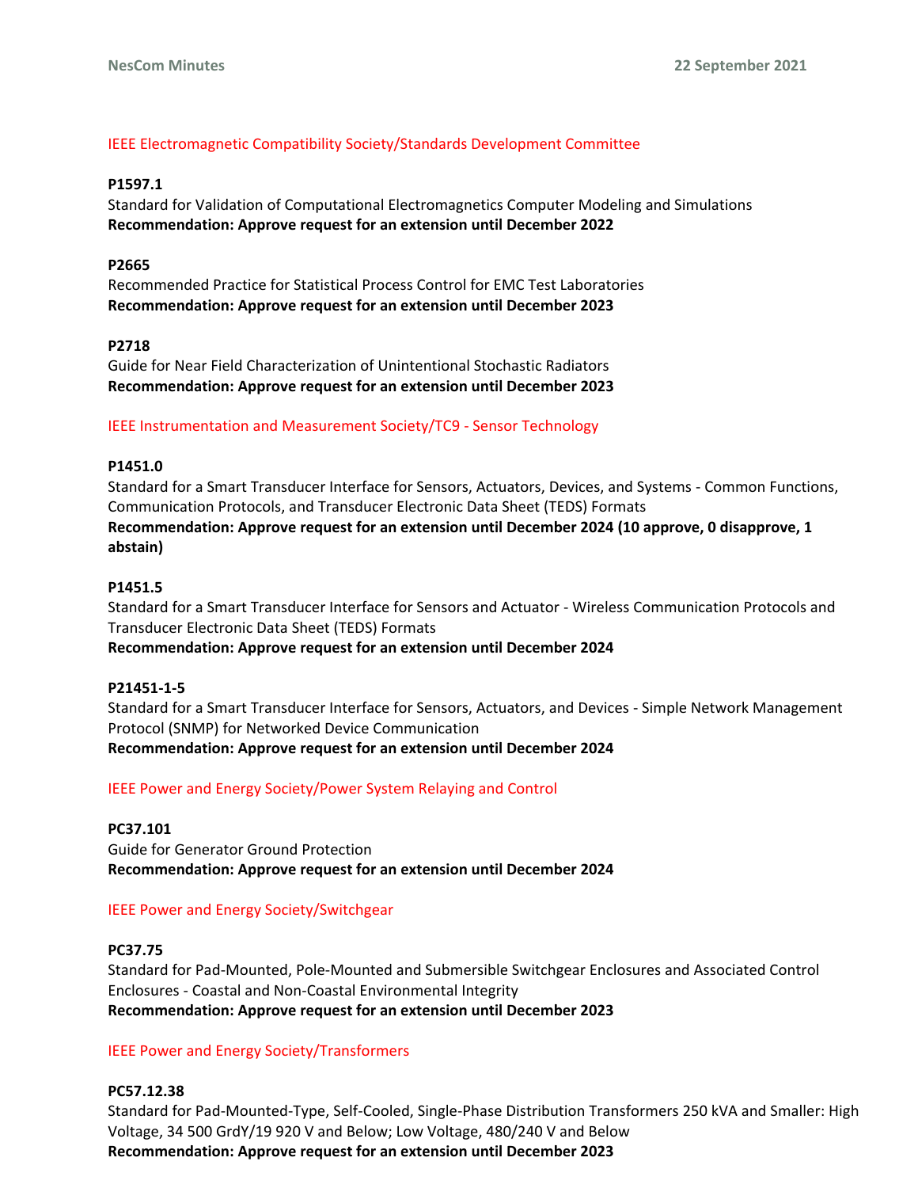IEEE Electromagnetic Compatibility Society/Standards Development Committee

**P1597.1**
Standard for Validation of Computational Electromagnetics Computer Modeling and Simulations
**Recommendation: Approve request for an extension until December 2022**

**P2665**
Recommended Practice for Statistical Process Control for EMC Test Laboratories
**Recommendation: Approve request for an extension until December 2023**

**P2718**
Guide for Near Field Characterization of Unintentional Stochastic Radiators
**Recommendation: Approve request for an extension until December 2023**

IEEE Instrumentation and Measurement Society/TC9 - Sensor Technology

**P1451.0**
Standard for a Smart Transducer Interface for Sensors, Actuators, Devices, and Systems - Common Functions, Communication Protocols, and Transducer Electronic Data Sheet (TEDS) Formats
**Recommendation: Approve request for an extension until December 2024 (10 approve, 0 disapprove, 1 abstain)**

**P1451.5**
Standard for a Smart Transducer Interface for Sensors and Actuator - Wireless Communication Protocols and Transducer Electronic Data Sheet (TEDS) Formats
**Recommendation: Approve request for an extension until December 2024**

**P21451-1-5**
Standard for a Smart Transducer Interface for Sensors, Actuators, and Devices - Simple Network Management Protocol (SNMP) for Networked Device Communication
**Recommendation: Approve request for an extension until December 2024**

IEEE Power and Energy Society/Power System Relaying and Control

**PC37.101**
Guide for Generator Ground Protection
**Recommendation: Approve request for an extension until December 2024**

IEEE Power and Energy Society/Switchgear

**PC37.75**
Standard for Pad-Mounted, Pole-Mounted and Submersible Switchgear Enclosures and Associated Control Enclosures - Coastal and Non-Coastal Environmental Integrity
**Recommendation: Approve request for an extension until December 2023**

IEEE Power and Energy Society/Transformers

**PC57.12.38**
Standard for Pad-Mounted-Type, Self-Cooled, Single-Phase Distribution Transformers 250 kVA and Smaller: High Voltage, 34 500 GrdY/19 920 V and Below; Low Voltage, 480/240 V and Below
**Recommendation: Approve request for an extension until December 2023**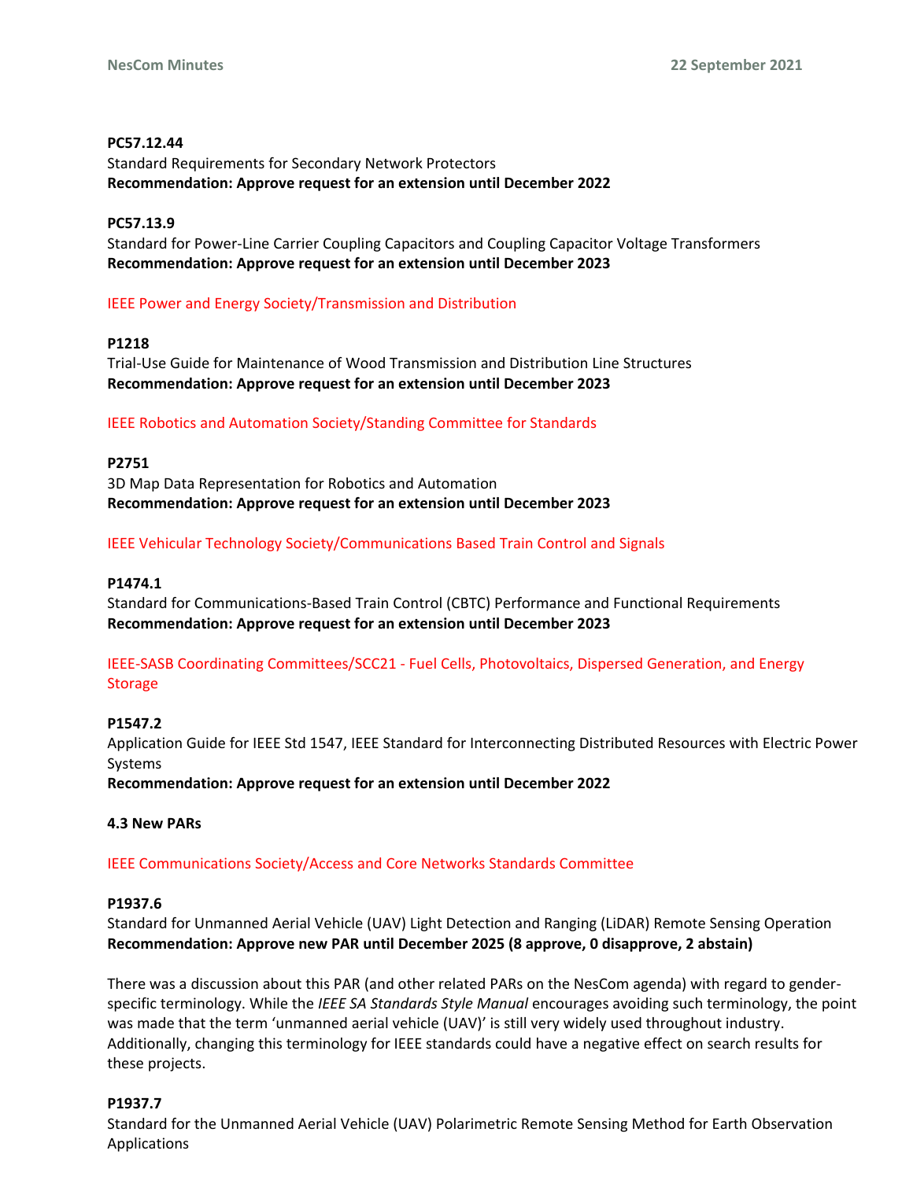**PC57.12.44**
Standard Requirements for Secondary Network Protectors
**Recommendation: Approve request for an extension until December 2022**

**PC57.13.9**
Standard for Power-Line Carrier Coupling Capacitors and Coupling Capacitor Voltage Transformers
**Recommendation: Approve request for an extension until December 2023**

IEEE Power and Energy Society/Transmission and Distribution

**P1218**
Trial-Use Guide for Maintenance of Wood Transmission and Distribution Line Structures
**Recommendation: Approve request for an extension until December 2023**

IEEE Robotics and Automation Society/Standing Committee for Standards

**P2751**
3D Map Data Representation for Robotics and Automation
**Recommendation: Approve request for an extension until December 2023**

IEEE Vehicular Technology Society/Communications Based Train Control and Signals

**P1474.1**
Standard for Communications-Based Train Control (CBTC) Performance and Functional Requirements
**Recommendation: Approve request for an extension until December 2023**

IEEE-SASB Coordinating Committees/SCC21 - Fuel Cells, Photovoltaics, Dispersed Generation, and Energy Storage

**P1547.2**
Application Guide for IEEE Std 1547, IEEE Standard for Interconnecting Distributed Resources with Electric Power Systems
**Recommendation: Approve request for an extension until December 2022**

### 4.3 New PARs

IEEE Communications Society/Access and Core Networks Standards Committee

**P1937.6**
Standard for Unmanned Aerial Vehicle (UAV) Light Detection and Ranging (LiDAR) Remote Sensing Operation
**Recommendation: Approve new PAR until December 2025 (8 approve, 0 disapprove, 2 abstain)**

There was a discussion about this PAR (and other related PARs on the NesCom agenda) with regard to gender-specific terminology. While the *IEEE SA Standards Style Manual* encourages avoiding such terminology, the point was made that the term 'unmanned aerial vehicle (UAV)' is still very widely used throughout industry. Additionally, changing this terminology for IEEE standards could have a negative effect on search results for these projects.

**P1937.7**
Standard for the Unmanned Aerial Vehicle (UAV) Polarimetric Remote Sensing Method for Earth Observation Applications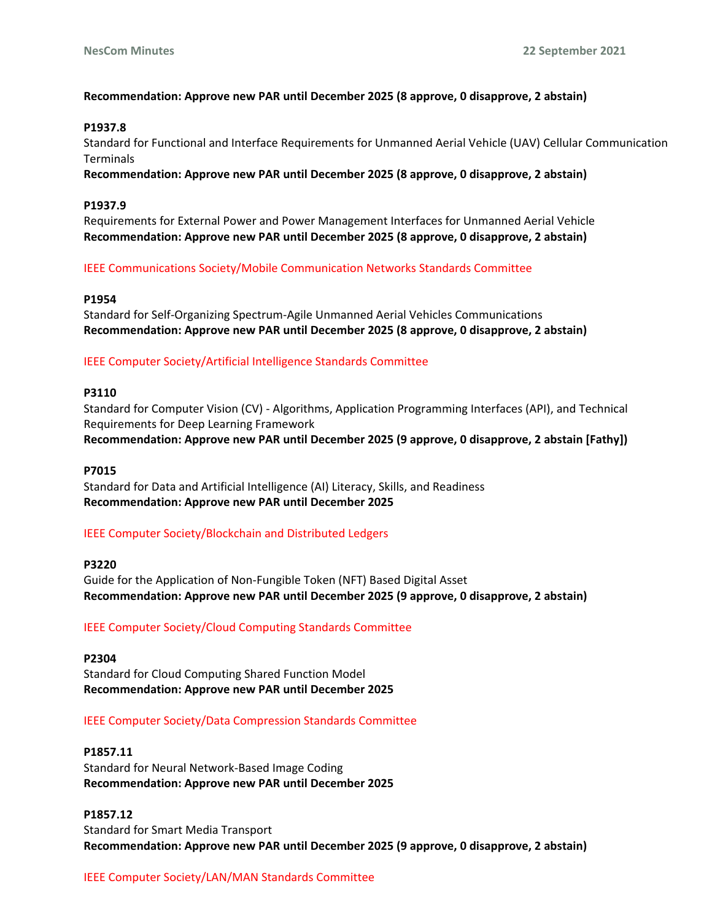**Recommendation: Approve new PAR until December 2025 (8 approve, 0 disapprove, 2 abstain)**

**P1937.8**
Standard for Functional and Interface Requirements for Unmanned Aerial Vehicle (UAV) Cellular Communication Terminals
**Recommendation: Approve new PAR until December 2025 (8 approve, 0 disapprove, 2 abstain)**

**P1937.9**
Requirements for External Power and Power Management Interfaces for Unmanned Aerial Vehicle
**Recommendation: Approve new PAR until December 2025 (8 approve, 0 disapprove, 2 abstain)**

IEEE Communications Society/Mobile Communication Networks Standards Committee

**P1954**
Standard for Self-Organizing Spectrum-Agile Unmanned Aerial Vehicles Communications
**Recommendation: Approve new PAR until December 2025 (8 approve, 0 disapprove, 2 abstain)**

IEEE Computer Society/Artificial Intelligence Standards Committee

**P3110**
Standard for Computer Vision (CV) - Algorithms, Application Programming Interfaces (API), and Technical Requirements for Deep Learning Framework
**Recommendation: Approve new PAR until December 2025 (9 approve, 0 disapprove, 2 abstain [Fathy])**

**P7015**
Standard for Data and Artificial Intelligence (AI) Literacy, Skills, and Readiness
**Recommendation: Approve new PAR until December 2025**

IEEE Computer Society/Blockchain and Distributed Ledgers

**P3220**
Guide for the Application of Non-Fungible Token (NFT) Based Digital Asset
**Recommendation: Approve new PAR until December 2025 (9 approve, 0 disapprove, 2 abstain)**

IEEE Computer Society/Cloud Computing Standards Committee

**P2304**
Standard for Cloud Computing Shared Function Model
**Recommendation: Approve new PAR until December 2025**

IEEE Computer Society/Data Compression Standards Committee

**P1857.11**
Standard for Neural Network-Based Image Coding
**Recommendation: Approve new PAR until December 2025**

**P1857.12**
Standard for Smart Media Transport
**Recommendation: Approve new PAR until December 2025 (9 approve, 0 disapprove, 2 abstain)**

IEEE Computer Society/LAN/MAN Standards Committee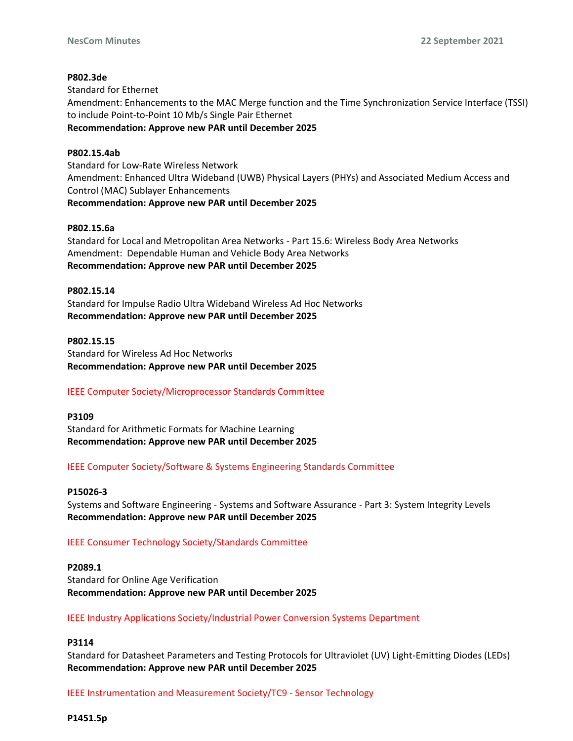**P802.3de**
Standard for Ethernet
Amendment: Enhancements to the MAC Merge function and the Time Synchronization Service Interface (TSSI) to include Point-to-Point 10 Mb/s Single Pair Ethernet
**Recommendation: Approve new PAR until December 2025**

**P802.15.4ab**
Standard for Low-Rate Wireless Network
Amendment: Enhanced Ultra Wideband (UWB) Physical Layers (PHYs) and Associated Medium Access and Control (MAC) Sublayer Enhancements
**Recommendation: Approve new PAR until December 2025**

**P802.15.6a**
Standard for Local and Metropolitan Area Networks - Part 15.6: Wireless Body Area Networks
Amendment: Dependable Human and Vehicle Body Area Networks
**Recommendation: Approve new PAR until December 2025**

**P802.15.14**
Standard for Impulse Radio Ultra Wideband Wireless Ad Hoc Networks
**Recommendation: Approve new PAR until December 2025**

**P802.15.15**
Standard for Wireless Ad Hoc Networks
**Recommendation: Approve new PAR until December 2025**

IEEE Computer Society/Microprocessor Standards Committee

**P3109**
Standard for Arithmetic Formats for Machine Learning
**Recommendation: Approve new PAR until December 2025**

IEEE Computer Society/Software & Systems Engineering Standards Committee

**P15026-3**
Systems and Software Engineering - Systems and Software Assurance - Part 3: System Integrity Levels
**Recommendation: Approve new PAR until December 2025**

IEEE Consumer Technology Society/Standards Committee

**P2089.1**
Standard for Online Age Verification
**Recommendation: Approve new PAR until December 2025**

IEEE Industry Applications Society/Industrial Power Conversion Systems Department

**P3114**
Standard for Datasheet Parameters and Testing Protocols for Ultraviolet (UV) Light-Emitting Diodes (LEDs)
**Recommendation: Approve new PAR until December 2025**

IEEE Instrumentation and Measurement Society/TC9 - Sensor Technology

**P1451.5p**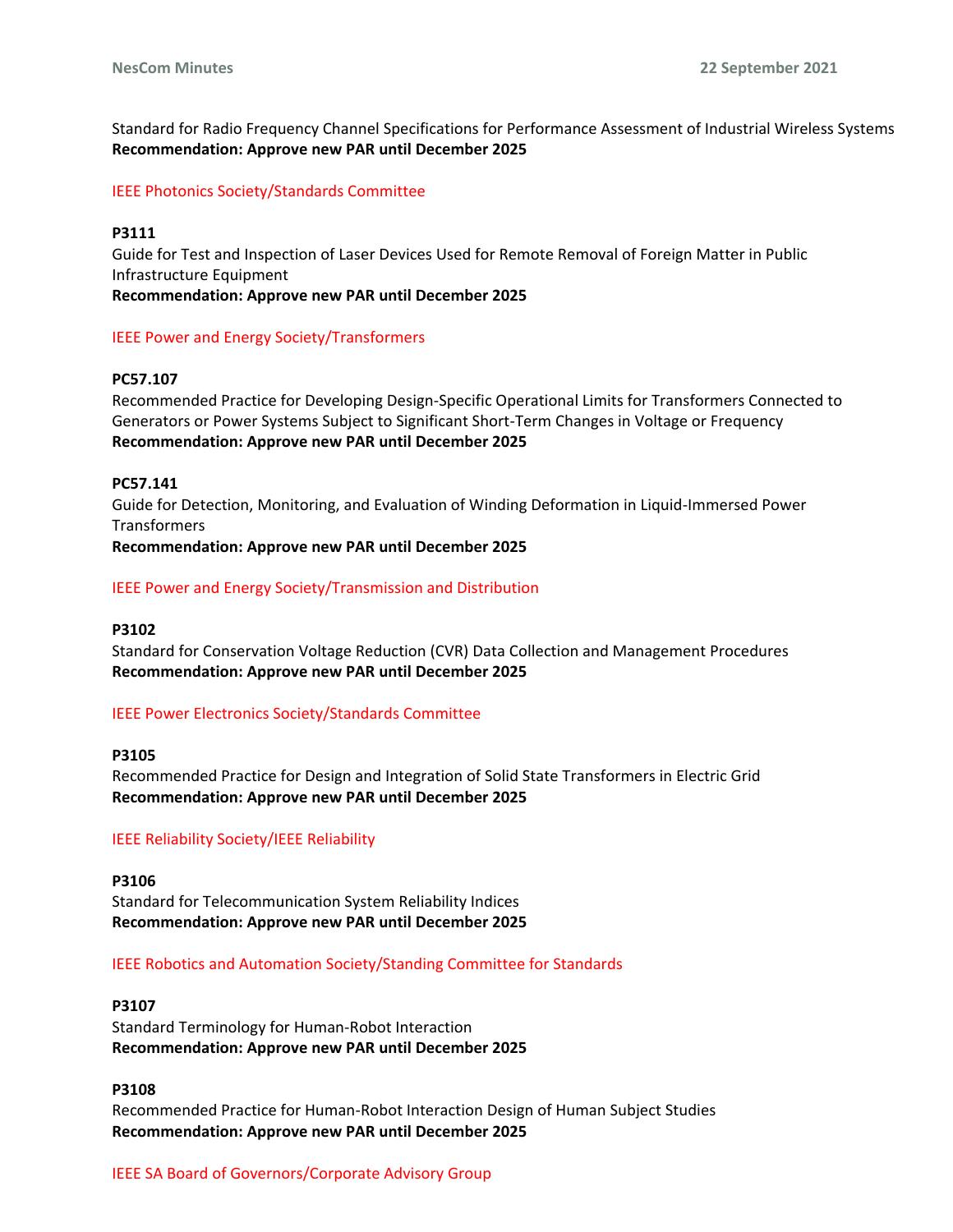Standard for Radio Frequency Channel Specifications for Performance Assessment of Industrial Wireless Systems
**Recommendation: Approve new PAR until December 2025**

IEEE Photonics Society/Standards Committee

**P3111**
Guide for Test and Inspection of Laser Devices Used for Remote Removal of Foreign Matter in Public Infrastructure Equipment
**Recommendation: Approve new PAR until December 2025**

IEEE Power and Energy Society/Transformers

**PC57.107**
Recommended Practice for Developing Design-Specific Operational Limits for Transformers Connected to Generators or Power Systems Subject to Significant Short-Term Changes in Voltage or Frequency
**Recommendation: Approve new PAR until December 2025**

**PC57.141**
Guide for Detection, Monitoring, and Evaluation of Winding Deformation in Liquid-Immersed Power Transformers
**Recommendation: Approve new PAR until December 2025**

IEEE Power and Energy Society/Transmission and Distribution

**P3102**
Standard for Conservation Voltage Reduction (CVR) Data Collection and Management Procedures
**Recommendation: Approve new PAR until December 2025**

IEEE Power Electronics Society/Standards Committee

**P3105**
Recommended Practice for Design and Integration of Solid State Transformers in Electric Grid
**Recommendation: Approve new PAR until December 2025**

IEEE Reliability Society/IEEE Reliability

**P3106**
Standard for Telecommunication System Reliability Indices
**Recommendation: Approve new PAR until December 2025**

IEEE Robotics and Automation Society/Standing Committee for Standards

**P3107**
Standard Terminology for Human-Robot Interaction
**Recommendation: Approve new PAR until December 2025**

**P3108**
Recommended Practice for Human-Robot Interaction Design of Human Subject Studies
**Recommendation: Approve new PAR until December 2025**

IEEE SA Board of Governors/Corporate Advisory Group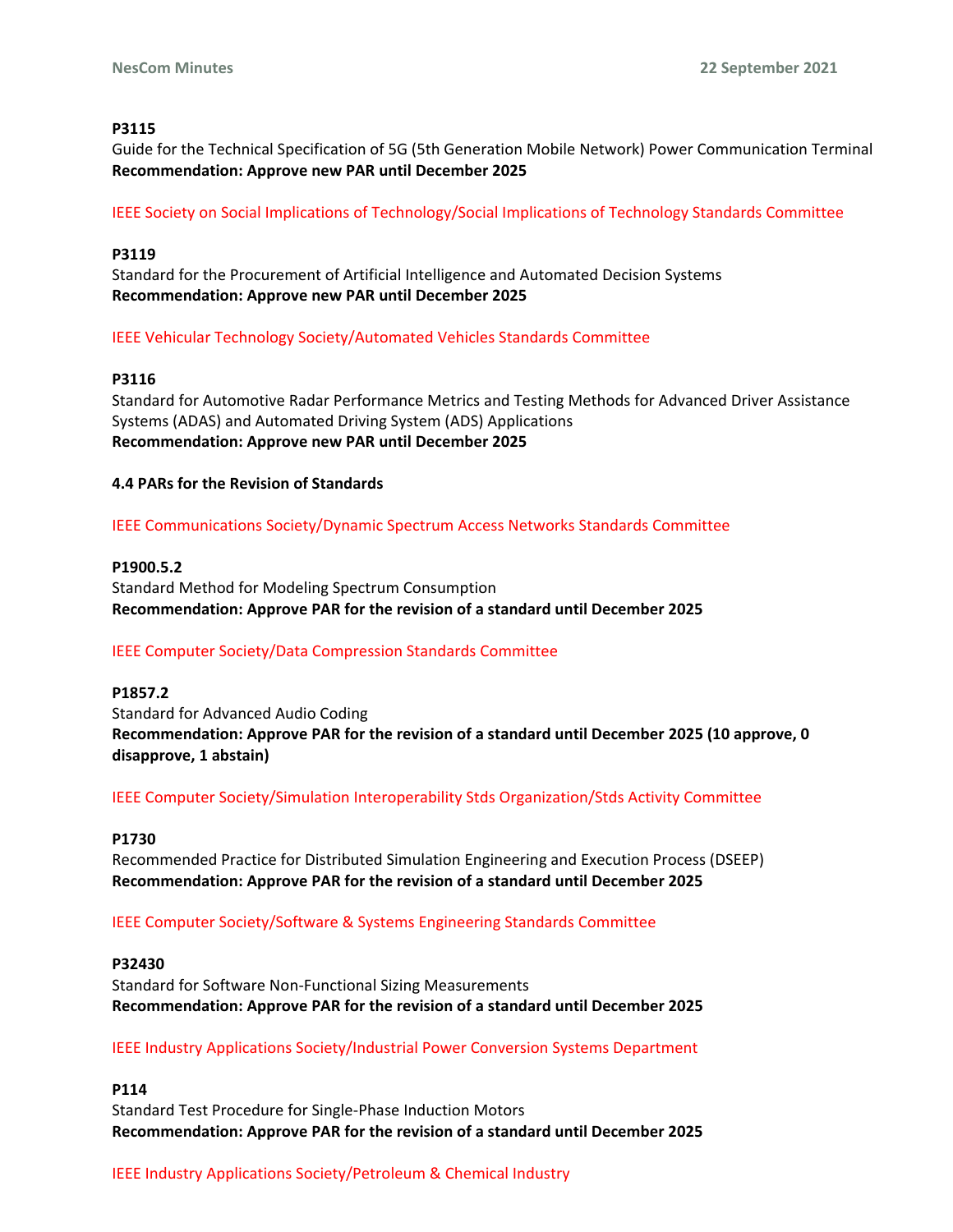**P3115**
Guide for the Technical Specification of 5G (5th Generation Mobile Network) Power Communication Terminal
**Recommendation: Approve new PAR until December 2025**

IEEE Society on Social Implications of Technology/Social Implications of Technology Standards Committee

**P3119**
Standard for the Procurement of Artificial Intelligence and Automated Decision Systems
**Recommendation: Approve new PAR until December 2025**

IEEE Vehicular Technology Society/Automated Vehicles Standards Committee

**P3116**
Standard for Automotive Radar Performance Metrics and Testing Methods for Advanced Driver Assistance Systems (ADAS) and Automated Driving System (ADS) Applications
**Recommendation: Approve new PAR until December 2025**

**4.4 PARs for the Revision of Standards**

IEEE Communications Society/Dynamic Spectrum Access Networks Standards Committee

**P1900.5.2**
Standard Method for Modeling Spectrum Consumption
**Recommendation: Approve PAR for the revision of a standard until December 2025**

IEEE Computer Society/Data Compression Standards Committee

**P1857.2**
Standard for Advanced Audio Coding
**Recommendation: Approve PAR for the revision of a standard until December 2025 (10 approve, 0 disapprove, 1 abstain)**

IEEE Computer Society/Simulation Interoperability Stds Organization/Stds Activity Committee

**P1730**
Recommended Practice for Distributed Simulation Engineering and Execution Process (DSEEP)
**Recommendation: Approve PAR for the revision of a standard until December 2025**

IEEE Computer Society/Software & Systems Engineering Standards Committee

**P32430**
Standard for Software Non-Functional Sizing Measurements
**Recommendation: Approve PAR for the revision of a standard until December 2025**

IEEE Industry Applications Society/Industrial Power Conversion Systems Department

**P114**
Standard Test Procedure for Single-Phase Induction Motors
**Recommendation: Approve PAR for the revision of a standard until December 2025**

IEEE Industry Applications Society/Petroleum & Chemical Industry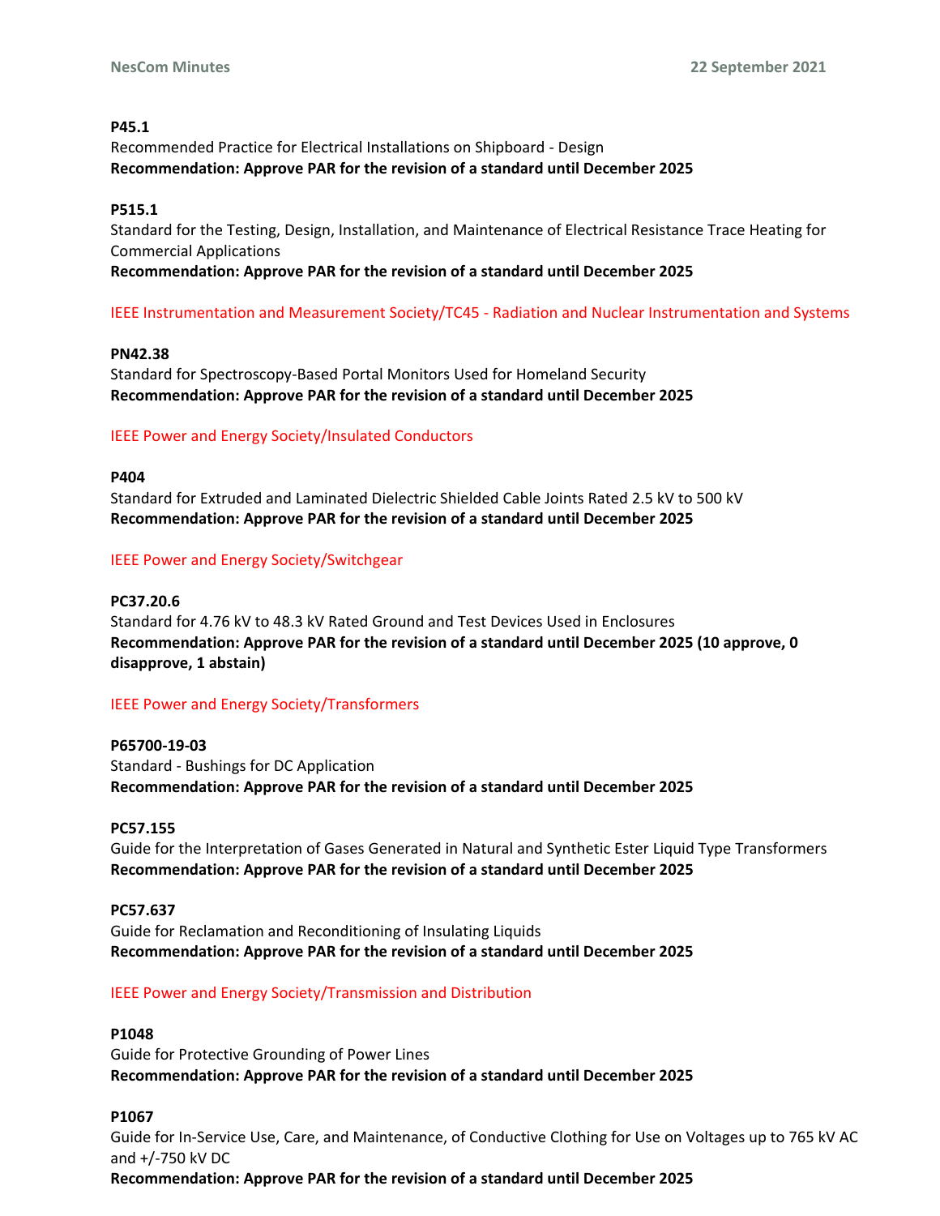**P45.1**
Recommended Practice for Electrical Installations on Shipboard - Design
**Recommendation: Approve PAR for the revision of a standard until December 2025**

**P515.1**
Standard for the Testing, Design, Installation, and Maintenance of Electrical Resistance Trace Heating for Commercial Applications
**Recommendation: Approve PAR for the revision of a standard until December 2025**

IEEE Instrumentation and Measurement Society/TC45 - Radiation and Nuclear Instrumentation and Systems

**PN42.38**
Standard for Spectroscopy-Based Portal Monitors Used for Homeland Security
**Recommendation: Approve PAR for the revision of a standard until December 2025**

IEEE Power and Energy Society/Insulated Conductors

**P404**
Standard for Extruded and Laminated Dielectric Shielded Cable Joints Rated 2.5 kV to 500 kV
**Recommendation: Approve PAR for the revision of a standard until December 2025**

IEEE Power and Energy Society/Switchgear

**PC37.20.6**
Standard for 4.76 kV to 48.3 kV Rated Ground and Test Devices Used in Enclosures
**Recommendation: Approve PAR for the revision of a standard until December 2025 (10 approve, 0 disapprove, 1 abstain)**

IEEE Power and Energy Society/Transformers

**P65700-19-03**
Standard - Bushings for DC Application
**Recommendation: Approve PAR for the revision of a standard until December 2025**

**PC57.155**
Guide for the Interpretation of Gases Generated in Natural and Synthetic Ester Liquid Type Transformers
**Recommendation: Approve PAR for the revision of a standard until December 2025**

**PC57.637**
Guide for Reclamation and Reconditioning of Insulating Liquids
**Recommendation: Approve PAR for the revision of a standard until December 2025**

IEEE Power and Energy Society/Transmission and Distribution

**P1048**
Guide for Protective Grounding of Power Lines
**Recommendation: Approve PAR for the revision of a standard until December 2025**

**P1067**
Guide for In-Service Use, Care, and Maintenance, of Conductive Clothing for Use on Voltages up to 765 kV AC and +/-750 kV DC
**Recommendation: Approve PAR for the revision of a standard until December 2025**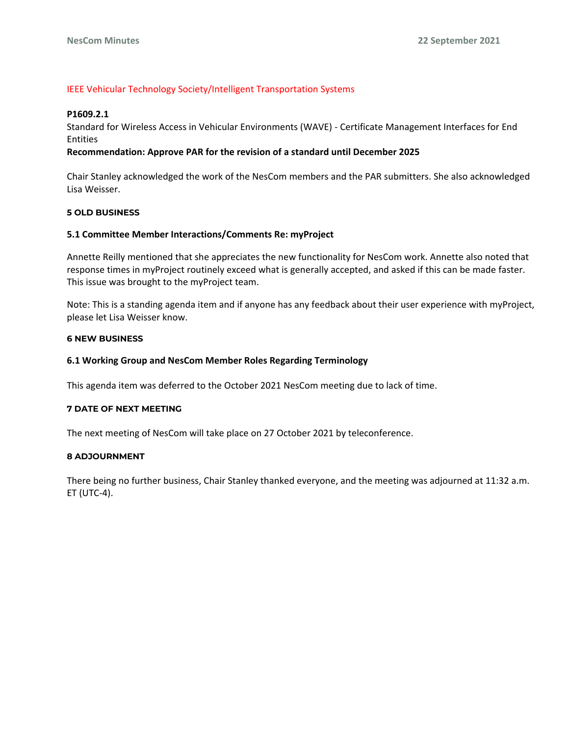IEEE Vehicular Technology Society/Intelligent Transportation Systems

**P1609.2.1**
Standard for Wireless Access in Vehicular Environments (WAVE) - Certificate Management Interfaces for End Entities
**Recommendation: Approve PAR for the revision of a standard until December 2025**

Chair Stanley acknowledged the work of the NesCom members and the PAR submitters. She also acknowledged Lisa Weisser.

#### 5 OLD BUSINESS

#### 5.1 Committee Member Interactions/Comments Re: myProject

Annette Reilly mentioned that she appreciates the new functionality for NesCom work. Annette also noted that response times in myProject routinely exceed what is generally accepted, and asked if this can be made faster. This issue was brought to the myProject team.

Note: This is a standing agenda item and if anyone has any feedback about their user experience with myProject, please let Lisa Weisser know.

#### 6 NEW BUSINESS

#### 6.1 Working Group and NesCom Member Roles Regarding Terminology

This agenda item was deferred to the October 2021 NesCom meeting due to lack of time.

#### 7 DATE OF NEXT MEETING

The next meeting of NesCom will take place on 27 October 2021 by teleconference.

#### 8 ADJOURNMENT

There being no further business, Chair Stanley thanked everyone, and the meeting was adjourned at 11:32 a.m. ET (UTC-4).